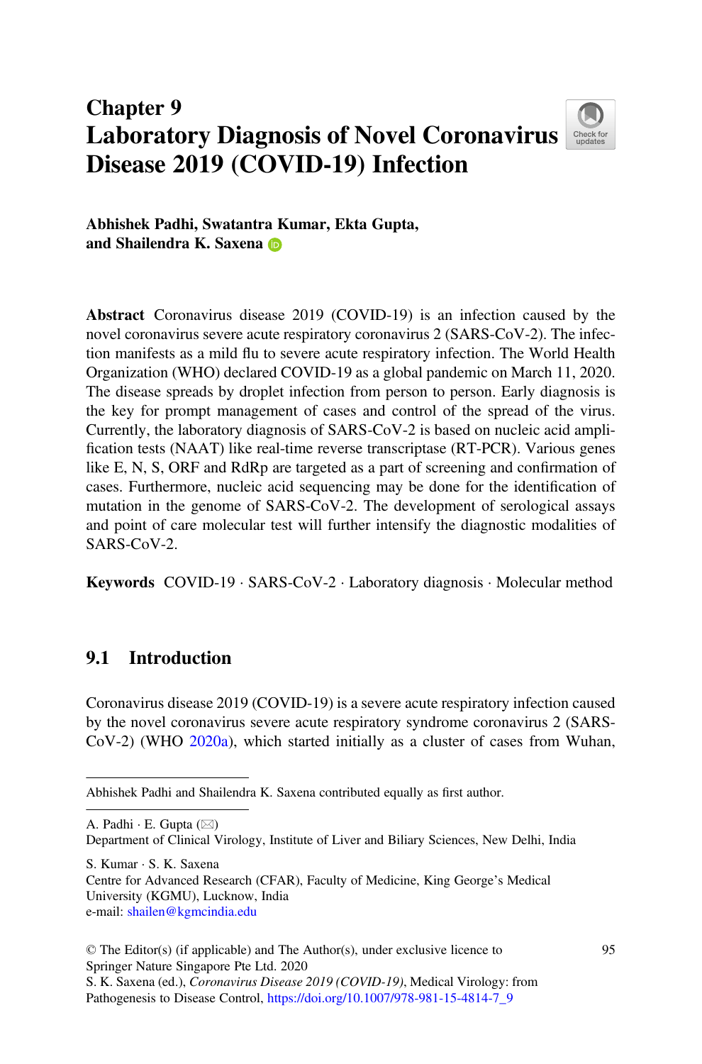# Chapter 9
# Laboratory Diagnosis of Novel Coronavirus Disease 2019 (COVID-19) Infection

**Abhishek Padhi, Swatantra Kumar, Ekta Gupta, and Shailendra K. Saxena**

**Abstract** Coronavirus disease 2019 (COVID-19) is an infection caused by the novel coronavirus severe acute respiratory coronavirus 2 (SARS-CoV-2). The infection manifests as a mild flu to severe acute respiratory infection. The World Health Organization (WHO) declared COVID-19 as a global pandemic on March 11, 2020. The disease spreads by droplet infection from person to person. Early diagnosis is the key for prompt management of cases and control of the spread of the virus. Currently, the laboratory diagnosis of SARS-CoV-2 is based on nucleic acid amplification tests (NAAT) like real-time reverse transcriptase (RT-PCR). Various genes like E, N, S, ORF and RdRp are targeted as a part of screening and confirmation of cases. Furthermore, nucleic acid sequencing may be done for the identification of mutation in the genome of SARS-CoV-2. The development of serological assays and point of care molecular test will further intensify the diagnostic modalities of SARS-CoV-2.

**Keywords** COVID-19 · SARS-CoV-2 · Laboratory diagnosis · Molecular method

## 9.1 Introduction

Coronavirus disease 2019 (COVID-19) is a severe acute respiratory infection caused by the novel coronavirus severe acute respiratory syndrome coronavirus 2 (SARS-CoV-2) (WHO 2020a), which started initially as a cluster of cases from Wuhan,

---

Abhishek Padhi and Shailendra K. Saxena contributed equally as first author.

A. Padhi · E. Gupta (✉)
Department of Clinical Virology, Institute of Liver and Biliary Sciences, New Delhi, India

S. Kumar · S. K. Saxena
Centre for Advanced Research (CFAR), Faculty of Medicine, King George's Medical University (KGMU), Lucknow, India
e-mail: shailen@kgmcindia.edu

© The Editor(s) (if applicable) and The Author(s), under exclusive licence to Springer Nature Singapore Pte Ltd. 2020
S. K. Saxena (ed.), *Coronavirus Disease 2019 (COVID-19)*, Medical Virology: from Pathogenesis to Disease Control, https://doi.org/10.1007/978-981-15-4814-7_9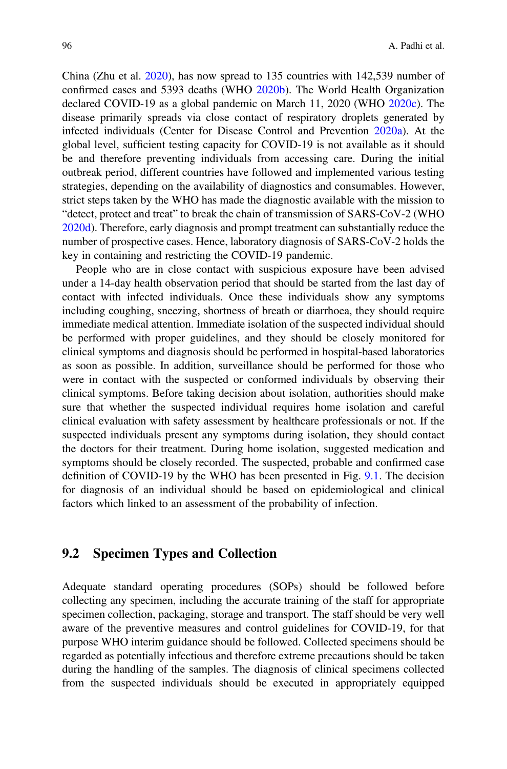China (Zhu et al. 2020), has now spread to 135 countries with 142,539 number of confirmed cases and 5393 deaths (WHO 2020b). The World Health Organization declared COVID-19 as a global pandemic on March 11, 2020 (WHO 2020c). The disease primarily spreads via close contact of respiratory droplets generated by infected individuals (Center for Disease Control and Prevention 2020a). At the global level, sufficient testing capacity for COVID-19 is not available as it should be and therefore preventing individuals from accessing care. During the initial outbreak period, different countries have followed and implemented various testing strategies, depending on the availability of diagnostics and consumables. However, strict steps taken by the WHO has made the diagnostic available with the mission to "detect, protect and treat" to break the chain of transmission of SARS-CoV-2 (WHO 2020d). Therefore, early diagnosis and prompt treatment can substantially reduce the number of prospective cases. Hence, laboratory diagnosis of SARS-CoV-2 holds the key in containing and restricting the COVID-19 pandemic.

People who are in close contact with suspicious exposure have been advised under a 14-day health observation period that should be started from the last day of contact with infected individuals. Once these individuals show any symptoms including coughing, sneezing, shortness of breath or diarrhoea, they should require immediate medical attention. Immediate isolation of the suspected individual should be performed with proper guidelines, and they should be closely monitored for clinical symptoms and diagnosis should be performed in hospital-based laboratories as soon as possible. In addition, surveillance should be performed for those who were in contact with the suspected or conformed individuals by observing their clinical symptoms. Before taking decision about isolation, authorities should make sure that whether the suspected individual requires home isolation and careful clinical evaluation with safety assessment by healthcare professionals or not. If the suspected individuals present any symptoms during isolation, they should contact the doctors for their treatment. During home isolation, suggested medication and symptoms should be closely recorded. The suspected, probable and confirmed case definition of COVID-19 by the WHO has been presented in Fig. 9.1. The decision for diagnosis of an individual should be based on epidemiological and clinical factors which linked to an assessment of the probability of infection.

## 9.2 Specimen Types and Collection

Adequate standard operating procedures (SOPs) should be followed before collecting any specimen, including the accurate training of the staff for appropriate specimen collection, packaging, storage and transport. The staff should be very well aware of the preventive measures and control guidelines for COVID-19, for that purpose WHO interim guidance should be followed. Collected specimens should be regarded as potentially infectious and therefore extreme precautions should be taken during the handling of the samples. The diagnosis of clinical specimens collected from the suspected individuals should be executed in appropriately equipped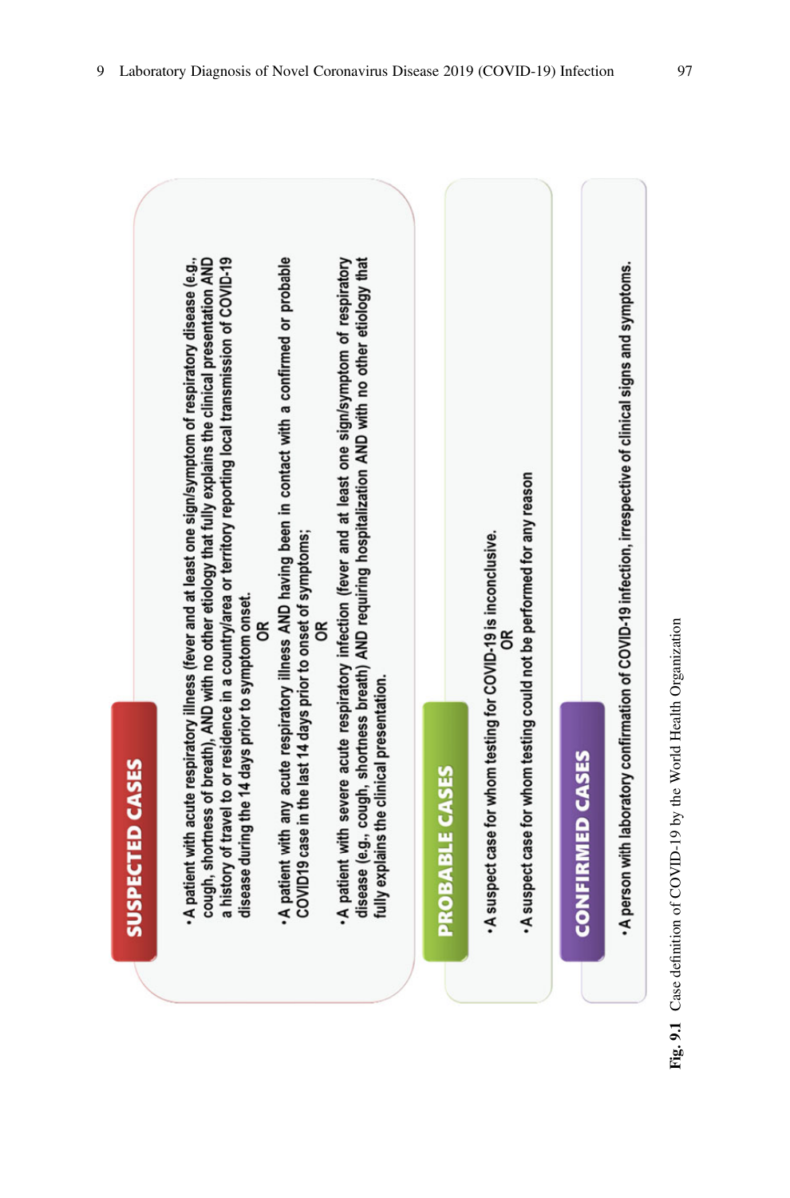## SUSPECTED CASES

- A patient with acute respiratory illness (fever and at least one sign/symptom of respiratory disease (e.g., cough, shortness of breath), AND with no other etiology that fully explains the clinical presentation AND a history of travel to or residence in a country/area or territory reporting local transmission of COVID-19 disease during the 14 days prior to symptom onset.

  OR

- A patient with any acute respiratory illness AND having been in contact with a confirmed or probable COVID19 case in the last 14 days prior to onset of symptoms;

  OR

- A patient with severe acute respiratory infection (fever and at least one sign/symptom of respiratory disease (e.g., cough, shortness breath) AND requiring hospitalization AND with no other etiology that fully explains the clinical presentation.

## PROBABLE CASES

- A suspect case for whom testing for COVID-19 is inconclusive.

  OR

- A suspect case for whom testing could not be performed for any reason

## CONFIRMED CASES

- A person with laboratory confirmation of COVID-19 infection, irrespective of clinical signs and symptoms.

**Fig. 9.1** Case definition of COVID-19 by the World Health Organization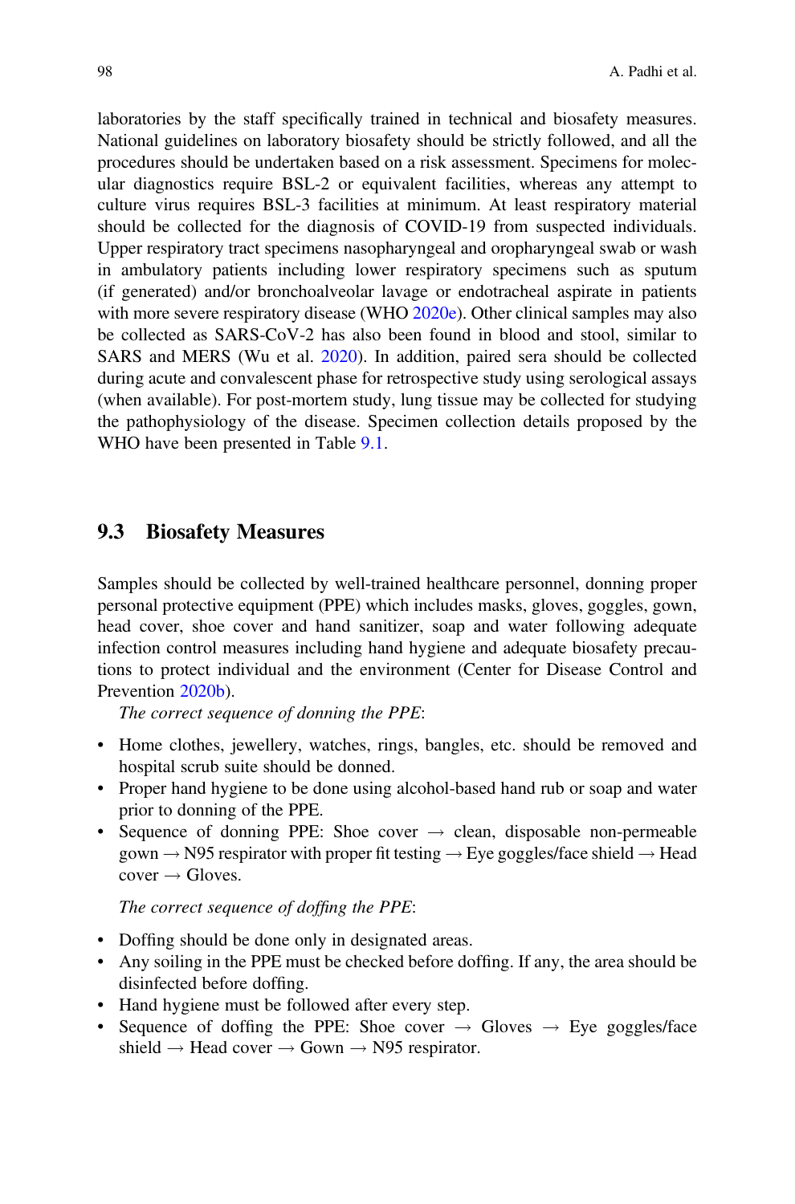laboratories by the staff specifically trained in technical and biosafety measures. National guidelines on laboratory biosafety should be strictly followed, and all the procedures should be undertaken based on a risk assessment. Specimens for molecular diagnostics require BSL-2 or equivalent facilities, whereas any attempt to culture virus requires BSL-3 facilities at minimum. At least respiratory material should be collected for the diagnosis of COVID-19 from suspected individuals. Upper respiratory tract specimens nasopharyngeal and oropharyngeal swab or wash in ambulatory patients including lower respiratory specimens such as sputum (if generated) and/or bronchoalveolar lavage or endotracheal aspirate in patients with more severe respiratory disease (WHO 2020e). Other clinical samples may also be collected as SARS-CoV-2 has also been found in blood and stool, similar to SARS and MERS (Wu et al. 2020). In addition, paired sera should be collected during acute and convalescent phase for retrospective study using serological assays (when available). For post-mortem study, lung tissue may be collected for studying the pathophysiology of the disease. Specimen collection details proposed by the WHO have been presented in Table 9.1.

## 9.3 Biosafety Measures

Samples should be collected by well-trained healthcare personnel, donning proper personal protective equipment (PPE) which includes masks, gloves, goggles, gown, head cover, shoe cover and hand sanitizer, soap and water following adequate infection control measures including hand hygiene and adequate biosafety precautions to protect individual and the environment (Center for Disease Control and Prevention 2020b).

*The correct sequence of donning the PPE*:

- Home clothes, jewellery, watches, rings, bangles, etc. should be removed and hospital scrub suite should be donned.
- Proper hand hygiene to be done using alcohol-based hand rub or soap and water prior to donning of the PPE.
- Sequence of donning PPE: Shoe cover → clean, disposable non-permeable gown → N95 respirator with proper fit testing → Eye goggles/face shield → Head cover → Gloves.

*The correct sequence of doffing the PPE*:

- Doffing should be done only in designated areas.
- Any soiling in the PPE must be checked before doffing. If any, the area should be disinfected before doffing.
- Hand hygiene must be followed after every step.
- Sequence of doffing the PPE: Shoe cover → Gloves → Eye goggles/face shield → Head cover → Gown → N95 respirator.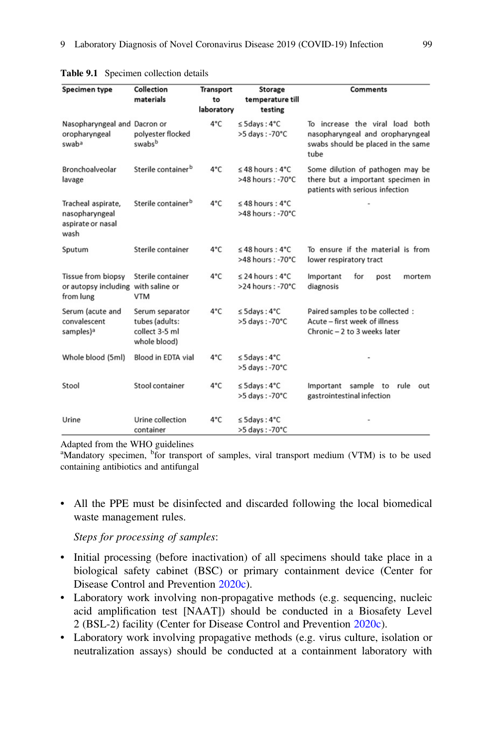**Table 9.1** Specimen collection details

| Specimen type | Collection materials | Transport to laboratory | Storage temperature till testing | Comments |
|---|---|---|---|---|
| Nasopharyngeal and oropharyngeal swab[a] | Dacron or polyester flocked swabs[b] | 4°C | ≤ 5days : 4°C<br>>5 days : -70°C | To increase the viral load both nasopharyngeal and oropharyngeal swabs should be placed in the same tube |
| Bronchoalveolar lavage | Sterile container[b] | 4°C | ≤ 48 hours : 4°C<br>>48 hours : -70°C | Some dilution of pathogen may be there but a important specimen in patients with serious infection |
| Tracheal aspirate, nasopharyngeal aspirate or nasal wash | Sterile container[b] | 4°C | ≤ 48 hours : 4°C<br>>48 hours : -70°C | - |
| Sputum | Sterile container | 4°C | ≤ 48 hours : 4°C<br>>48 hours : -70°C | To ensure if the material is from lower respiratory tract |
| Tissue from biopsy or autopsy including from lung | Sterile container with saline or VTM | 4°C | ≤ 24 hours : 4°C<br>>24 hours : -70°C | Important for post mortem diagnosis |
| Serum (acute and convalescent samples)[a] | Serum separator tubes (adults: collect 3-5 ml whole blood) | 4°C | ≤ 5days : 4°C<br>>5 days : -70°C | Paired samples to be collected :<br>Acute – first week of illness<br>Chronic – 2 to 3 weeks later |
| Whole blood (5ml) | Blood in EDTA vial | 4°C | ≤ 5days : 4°C<br>>5 days : -70°C | - |
| Stool | Stool container | 4°C | ≤ 5days : 4°C<br>>5 days : -70°C | Important sample to rule out gastrointestinal infection |
| Urine | Urine collection container | 4°C | ≤ 5days : 4°C<br>>5 days : -70°C | - |

Adapted from the WHO guidelines
[a]Mandatory specimen, [b]for transport of samples, viral transport medium (VTM) is to be used containing antibiotics and antifungal

- All the PPE must be disinfected and discarded following the local biomedical waste management rules.

*Steps for processing of samples*:

- Initial processing (before inactivation) of all specimens should take place in a biological safety cabinet (BSC) or primary containment device (Center for Disease Control and Prevention 2020c).
- Laboratory work involving non-propagative methods (e.g. sequencing, nucleic acid amplification test [NAAT]) should be conducted in a Biosafety Level 2 (BSL-2) facility (Center for Disease Control and Prevention 2020c).
- Laboratory work involving propagative methods (e.g. virus culture, isolation or neutralization assays) should be conducted at a containment laboratory with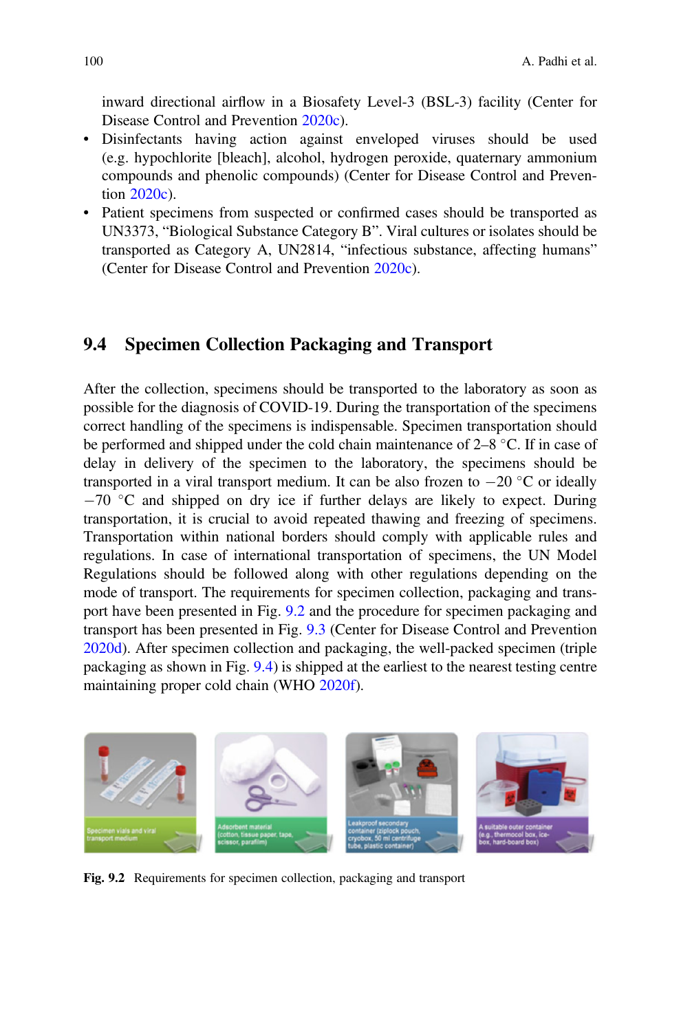inward directional airflow in a Biosafety Level-3 (BSL-3) facility (Center for Disease Control and Prevention 2020c).

- Disinfectants having action against enveloped viruses should be used (e.g. hypochlorite [bleach], alcohol, hydrogen peroxide, quaternary ammonium compounds and phenolic compounds) (Center for Disease Control and Prevention 2020c).
- Patient specimens from suspected or confirmed cases should be transported as UN3373, "Biological Substance Category B". Viral cultures or isolates should be transported as Category A, UN2814, "infectious substance, affecting humans" (Center for Disease Control and Prevention 2020c).

## 9.4 Specimen Collection Packaging and Transport

After the collection, specimens should be transported to the laboratory as soon as possible for the diagnosis of COVID-19. During the transportation of the specimens correct handling of the specimens is indispensable. Specimen transportation should be performed and shipped under the cold chain maintenance of 2–8 °C. If in case of delay in delivery of the specimen to the laboratory, the specimens should be transported in a viral transport medium. It can be also frozen to −20 °C or ideally −70 °C and shipped on dry ice if further delays are likely to expect. During transportation, it is crucial to avoid repeated thawing and freezing of specimens. Transportation within national borders should comply with applicable rules and regulations. In case of international transportation of specimens, the UN Model Regulations should be followed along with other regulations depending on the mode of transport. The requirements for specimen collection, packaging and transport have been presented in Fig. 9.2 and the procedure for specimen packaging and transport has been presented in Fig. 9.3 (Center for Disease Control and Prevention 2020d). After specimen collection and packaging, the well-packed specimen (triple packaging as shown in Fig. 9.4) is shipped at the earliest to the nearest testing centre maintaining proper cold chain (WHO 2020f).

**Fig. 9.2** Requirements for specimen collection, packaging and transport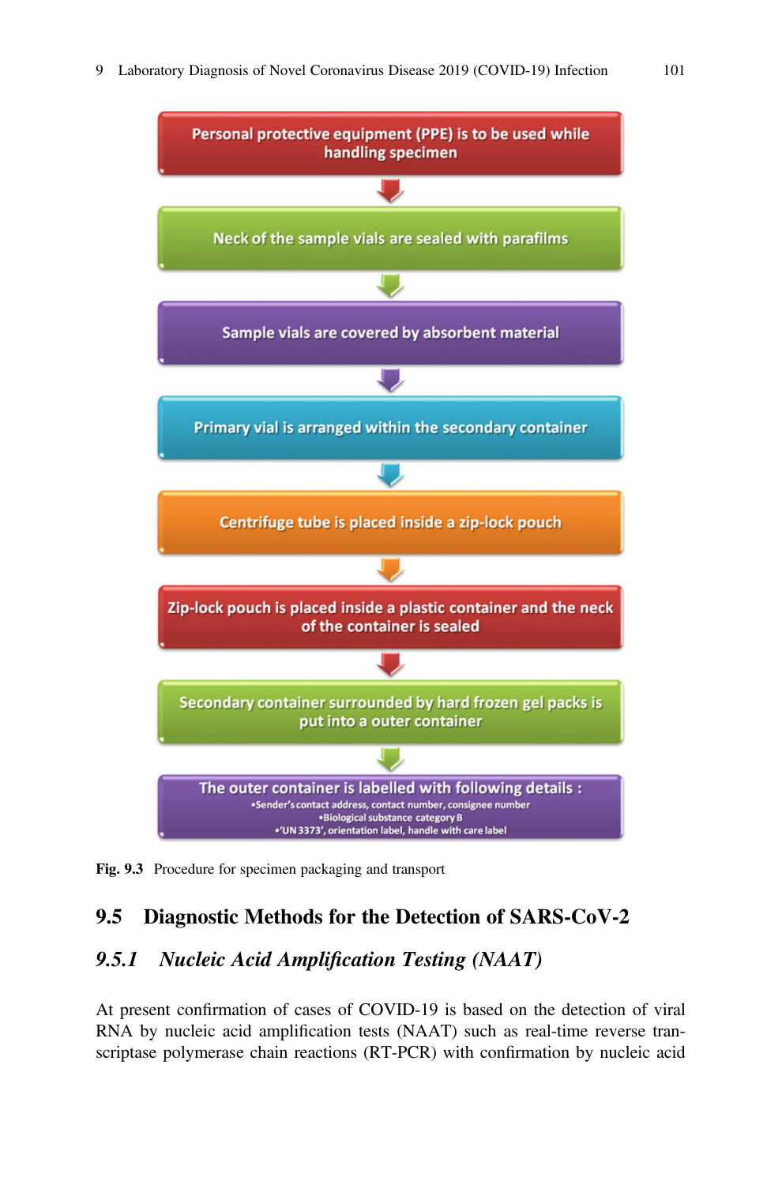Personal protective equipment (PPE) is to be used while handling specimen

↓

Neck of the sample vials are sealed with parafilms

↓

Sample vials are covered by absorbent material

↓

Primary vial is arranged within the secondary container

↓

Centrifuge tube is placed inside a zip-lock pouch

↓

Zip-lock pouch is placed inside a plastic container and the neck of the container is sealed

↓

Secondary container surrounded by hard frozen gel packs is put into a outer container

↓

The outer container is labelled with following details :
- Sender's contact address, contact number, consignee number
- Biological substance category B
- 'UN 3373', orientation label, handle with care label

**Fig. 9.3** Procedure for specimen packaging and transport

## 9.5 Diagnostic Methods for the Detection of SARS-CoV-2

### *9.5.1 Nucleic Acid Amplification Testing (NAAT)*

At present confirmation of cases of COVID-19 is based on the detection of viral RNA by nucleic acid amplification tests (NAAT) such as real-time reverse transcriptase polymerase chain reactions (RT-PCR) with confirmation by nucleic acid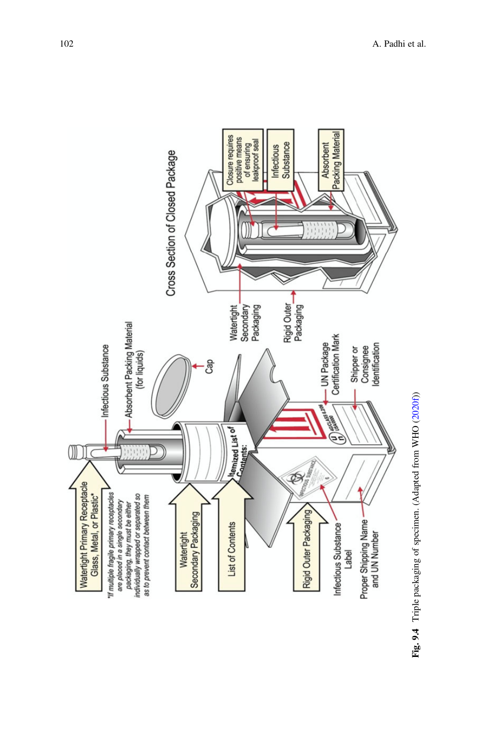**Fig. 9.4** Triple packaging of specimen. (Adapted from WHO (2020f))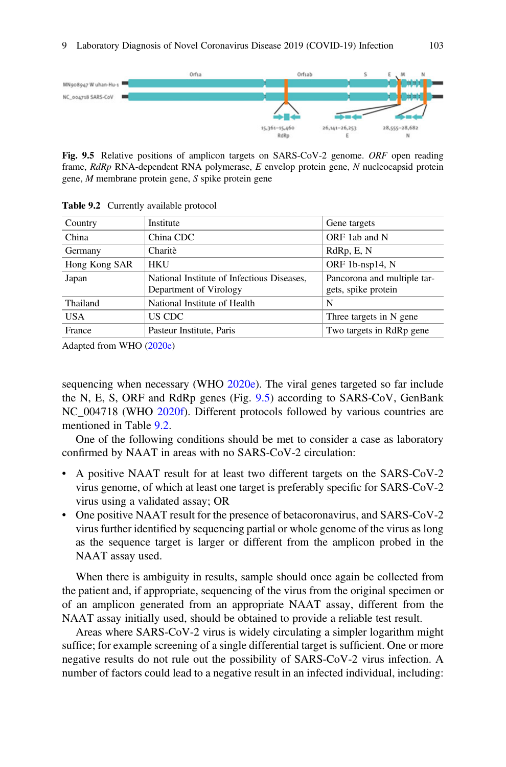**Fig. 9.5** Relative positions of amplicon targets on SARS-CoV-2 genome. *ORF* open reading frame, *RdRp* RNA-dependent RNA polymerase, *E* envelop protein gene, *N* nucleocapsid protein gene, *M* membrane protein gene, *S* spike protein gene

**Table 9.2** Currently available protocol

| Country | Institute | Gene targets |
|---|---|---|
| China | China CDC | ORF 1ab and N |
| Germany | Charitè | RdRp, E, N |
| Hong Kong SAR | HKU | ORF 1b-nsp14, N |
| Japan | National Institute of Infectious Diseases, Department of Virology | Pancorona and multiple targets, spike protein |
| Thailand | National Institute of Health | N |
| USA | US CDC | Three targets in N gene |
| France | Pasteur Institute, Paris | Two targets in RdRp gene |

Adapted from WHO (2020e)

sequencing when necessary (WHO 2020e). The viral genes targeted so far include the N, E, S, ORF and RdRp genes (Fig. 9.5) according to SARS-CoV, GenBank NC_004718 (WHO 2020f). Different protocols followed by various countries are mentioned in Table 9.2.

One of the following conditions should be met to consider a case as laboratory confirmed by NAAT in areas with no SARS-CoV-2 circulation:

- A positive NAAT result for at least two different targets on the SARS-CoV-2 virus genome, of which at least one target is preferably specific for SARS-CoV-2 virus using a validated assay; OR
- One positive NAAT result for the presence of betacoronavirus, and SARS-CoV-2 virus further identified by sequencing partial or whole genome of the virus as long as the sequence target is larger or different from the amplicon probed in the NAAT assay used.

When there is ambiguity in results, sample should once again be collected from the patient and, if appropriate, sequencing of the virus from the original specimen or of an amplicon generated from an appropriate NAAT assay, different from the NAAT assay initially used, should be obtained to provide a reliable test result.

Areas where SARS-CoV-2 virus is widely circulating a simpler logarithm might suffice; for example screening of a single differential target is sufficient. One or more negative results do not rule out the possibility of SARS-CoV-2 virus infection. A number of factors could lead to a negative result in an infected individual, including: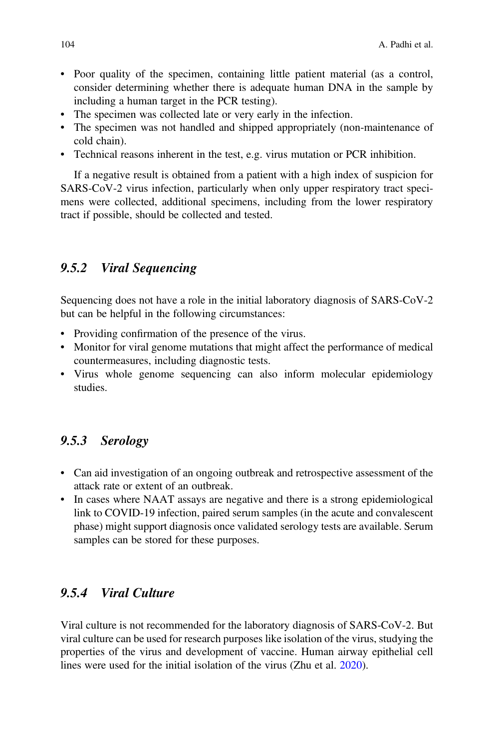- Poor quality of the specimen, containing little patient material (as a control, consider determining whether there is adequate human DNA in the sample by including a human target in the PCR testing).
- The specimen was collected late or very early in the infection.
- The specimen was not handled and shipped appropriately (non-maintenance of cold chain).
- Technical reasons inherent in the test, e.g. virus mutation or PCR inhibition.

If a negative result is obtained from a patient with a high index of suspicion for SARS-CoV-2 virus infection, particularly when only upper respiratory tract specimens were collected, additional specimens, including from the lower respiratory tract if possible, should be collected and tested.

### *9.5.2 Viral Sequencing*

Sequencing does not have a role in the initial laboratory diagnosis of SARS-CoV-2 but can be helpful in the following circumstances:

- Providing confirmation of the presence of the virus.
- Monitor for viral genome mutations that might affect the performance of medical countermeasures, including diagnostic tests.
- Virus whole genome sequencing can also inform molecular epidemiology studies.

### *9.5.3 Serology*

- Can aid investigation of an ongoing outbreak and retrospective assessment of the attack rate or extent of an outbreak.
- In cases where NAAT assays are negative and there is a strong epidemiological link to COVID-19 infection, paired serum samples (in the acute and convalescent phase) might support diagnosis once validated serology tests are available. Serum samples can be stored for these purposes.

### *9.5.4 Viral Culture*

Viral culture is not recommended for the laboratory diagnosis of SARS-CoV-2. But viral culture can be used for research purposes like isolation of the virus, studying the properties of the virus and development of vaccine. Human airway epithelial cell lines were used for the initial isolation of the virus (Zhu et al. 2020).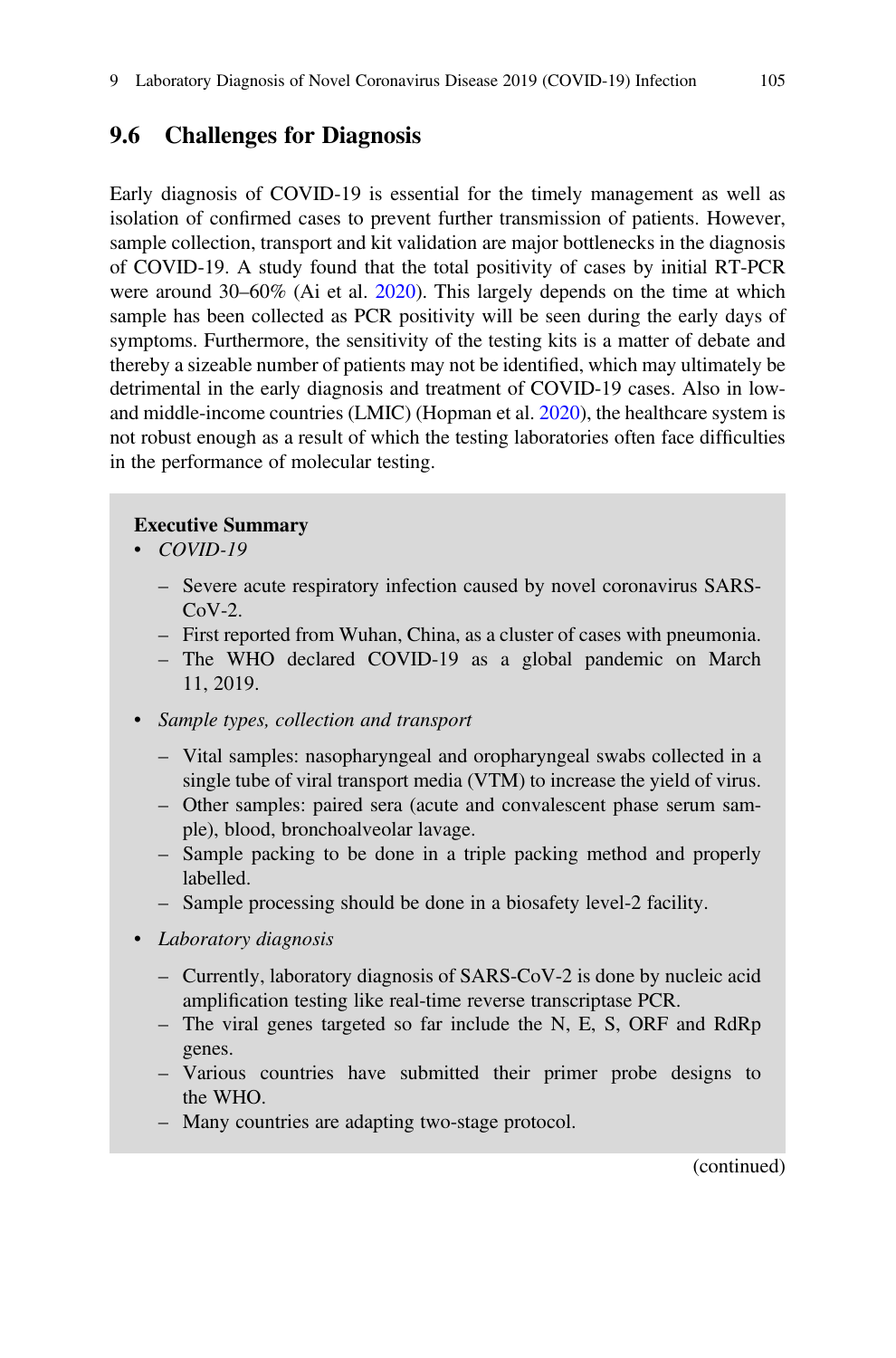## 9.6 Challenges for Diagnosis

Early diagnosis of COVID-19 is essential for the timely management as well as isolation of confirmed cases to prevent further transmission of patients. However, sample collection, transport and kit validation are major bottlenecks in the diagnosis of COVID-19. A study found that the total positivity of cases by initial RT-PCR were around 30–60% (Ai et al. 2020). This largely depends on the time at which sample has been collected as PCR positivity will be seen during the early days of symptoms. Furthermore, the sensitivity of the testing kits is a matter of debate and thereby a sizeable number of patients may not be identified, which may ultimately be detrimental in the early diagnosis and treatment of COVID-19 cases. Also in low- and middle-income countries (LMIC) (Hopman et al. 2020), the healthcare system is not robust enough as a result of which the testing laboratories often face difficulties in the performance of molecular testing.

**Executive Summary**

- *COVID-19*
  - Severe acute respiratory infection caused by novel coronavirus SARS-CoV-2.
  - First reported from Wuhan, China, as a cluster of cases with pneumonia.
  - The WHO declared COVID-19 as a global pandemic on March 11, 2019.
- *Sample types, collection and transport*
  - Vital samples: nasopharyngeal and oropharyngeal swabs collected in a single tube of viral transport media (VTM) to increase the yield of virus.
  - Other samples: paired sera (acute and convalescent phase serum sample), blood, bronchoalveolar lavage.
  - Sample packing to be done in a triple packing method and properly labelled.
  - Sample processing should be done in a biosafety level-2 facility.
- *Laboratory diagnosis*
  - Currently, laboratory diagnosis of SARS-CoV-2 is done by nucleic acid amplification testing like real-time reverse transcriptase PCR.
  - The viral genes targeted so far include the N, E, S, ORF and RdRp genes.
  - Various countries have submitted their primer probe designs to the WHO.
  - Many countries are adapting two-stage protocol.

(continued)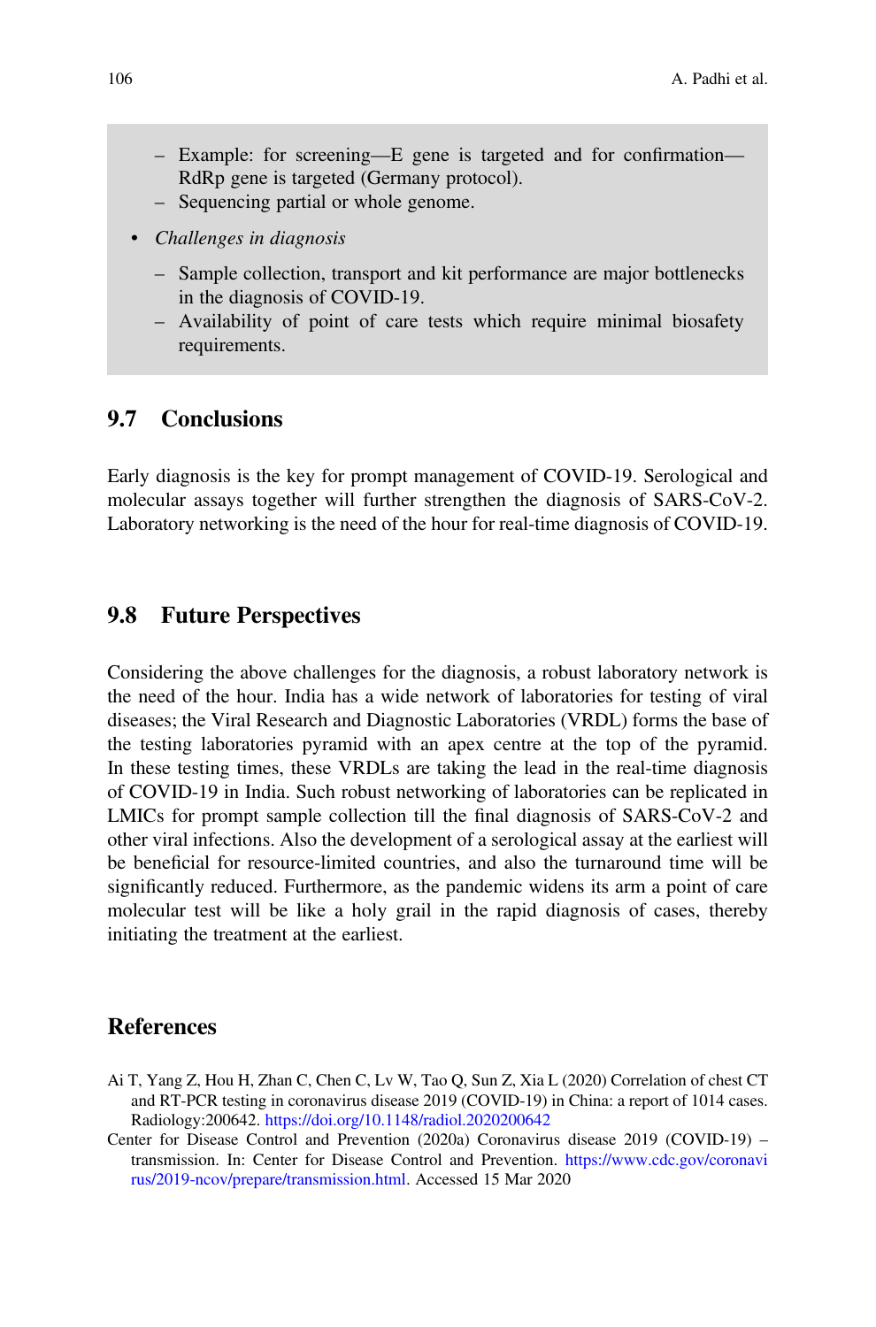- Example: for screening—E gene is targeted and for confirmation—RdRp gene is targeted (Germany protocol).
  - Sequencing partial or whole genome.

- *Challenges in diagnosis*
  - Sample collection, transport and kit performance are major bottlenecks in the diagnosis of COVID-19.
  - Availability of point of care tests which require minimal biosafety requirements.

## 9.7 Conclusions

Early diagnosis is the key for prompt management of COVID-19. Serological and molecular assays together will further strengthen the diagnosis of SARS-CoV-2. Laboratory networking is the need of the hour for real-time diagnosis of COVID-19.

## 9.8 Future Perspectives

Considering the above challenges for the diagnosis, a robust laboratory network is the need of the hour. India has a wide network of laboratories for testing of viral diseases; the Viral Research and Diagnostic Laboratories (VRDL) forms the base of the testing laboratories pyramid with an apex centre at the top of the pyramid. In these testing times, these VRDLs are taking the lead in the real-time diagnosis of COVID-19 in India. Such robust networking of laboratories can be replicated in LMICs for prompt sample collection till the final diagnosis of SARS-CoV-2 and other viral infections. Also the development of a serological assay at the earliest will be beneficial for resource-limited countries, and also the turnaround time will be significantly reduced. Furthermore, as the pandemic widens its arm a point of care molecular test will be like a holy grail in the rapid diagnosis of cases, thereby initiating the treatment at the earliest.

## References

Ai T, Yang Z, Hou H, Zhan C, Chen C, Lv W, Tao Q, Sun Z, Xia L (2020) Correlation of chest CT and RT-PCR testing in coronavirus disease 2019 (COVID-19) in China: a report of 1014 cases. Radiology:200642. https://doi.org/10.1148/radiol.2020200642

Center for Disease Control and Prevention (2020a) Coronavirus disease 2019 (COVID-19) – transmission. In: Center for Disease Control and Prevention. https://www.cdc.gov/coronavirus/2019-ncov/prepare/transmission.html. Accessed 15 Mar 2020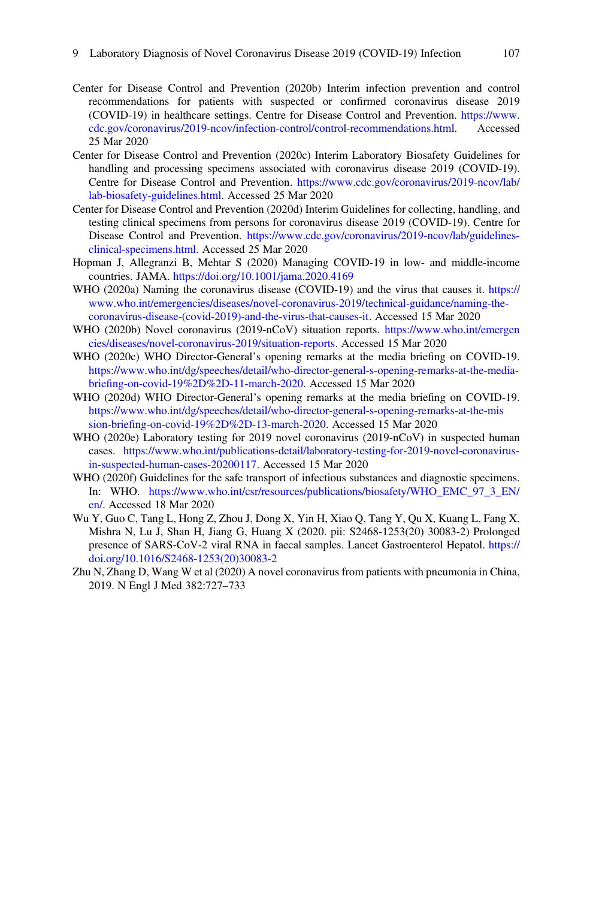Center for Disease Control and Prevention (2020b) Interim infection prevention and control recommendations for patients with suspected or confirmed coronavirus disease 2019 (COVID-19) in healthcare settings. Centre for Disease Control and Prevention. https://www.cdc.gov/coronavirus/2019-ncov/infection-control/control-recommendations.html. Accessed 25 Mar 2020

Center for Disease Control and Prevention (2020c) Interim Laboratory Biosafety Guidelines for handling and processing specimens associated with coronavirus disease 2019 (COVID-19). Centre for Disease Control and Prevention. https://www.cdc.gov/coronavirus/2019-ncov/lab/lab-biosafety-guidelines.html. Accessed 25 Mar 2020

Center for Disease Control and Prevention (2020d) Interim Guidelines for collecting, handling, and testing clinical specimens from persons for coronavirus disease 2019 (COVID-19). Centre for Disease Control and Prevention. https://www.cdc.gov/coronavirus/2019-ncov/lab/guidelines-clinical-specimens.html. Accessed 25 Mar 2020

Hopman J, Allegranzi B, Mehtar S (2020) Managing COVID-19 in low- and middle-income countries. JAMA. https://doi.org/10.1001/jama.2020.4169

WHO (2020a) Naming the coronavirus disease (COVID-19) and the virus that causes it. https://www.who.int/emergencies/diseases/novel-coronavirus-2019/technical-guidance/naming-the-coronavirus-disease-(covid-2019)-and-the-virus-that-causes-it. Accessed 15 Mar 2020

WHO (2020b) Novel coronavirus (2019-nCoV) situation reports. https://www.who.int/emergencies/diseases/novel-coronavirus-2019/situation-reports. Accessed 15 Mar 2020

WHO (2020c) WHO Director-General's opening remarks at the media briefing on COVID-19. https://www.who.int/dg/speeches/detail/who-director-general-s-opening-remarks-at-the-media-briefing-on-covid-19%2D%2D-11-march-2020. Accessed 15 Mar 2020

WHO (2020d) WHO Director-General's opening remarks at the media briefing on COVID-19. https://www.who.int/dg/speeches/detail/who-director-general-s-opening-remarks-at-the-mission-briefing-on-covid-19%2D%2D-13-march-2020. Accessed 15 Mar 2020

WHO (2020e) Laboratory testing for 2019 novel coronavirus (2019-nCoV) in suspected human cases. https://www.who.int/publications-detail/laboratory-testing-for-2019-novel-coronavirus-in-suspected-human-cases-20200117. Accessed 15 Mar 2020

WHO (2020f) Guidelines for the safe transport of infectious substances and diagnostic specimens. In: WHO. https://www.who.int/csr/resources/publications/biosafety/WHO_EMC_97_3_EN/en/. Accessed 18 Mar 2020

Wu Y, Guo C, Tang L, Hong Z, Zhou J, Dong X, Yin H, Xiao Q, Tang Y, Qu X, Kuang L, Fang X, Mishra N, Lu J, Shan H, Jiang G, Huang X (2020. pii: S2468-1253(20) 30083-2) Prolonged presence of SARS-CoV-2 viral RNA in faecal samples. Lancet Gastroenterol Hepatol. https://doi.org/10.1016/S2468-1253(20)30083-2

Zhu N, Zhang D, Wang W et al (2020) A novel coronavirus from patients with pneumonia in China, 2019. N Engl J Med 382:727–733